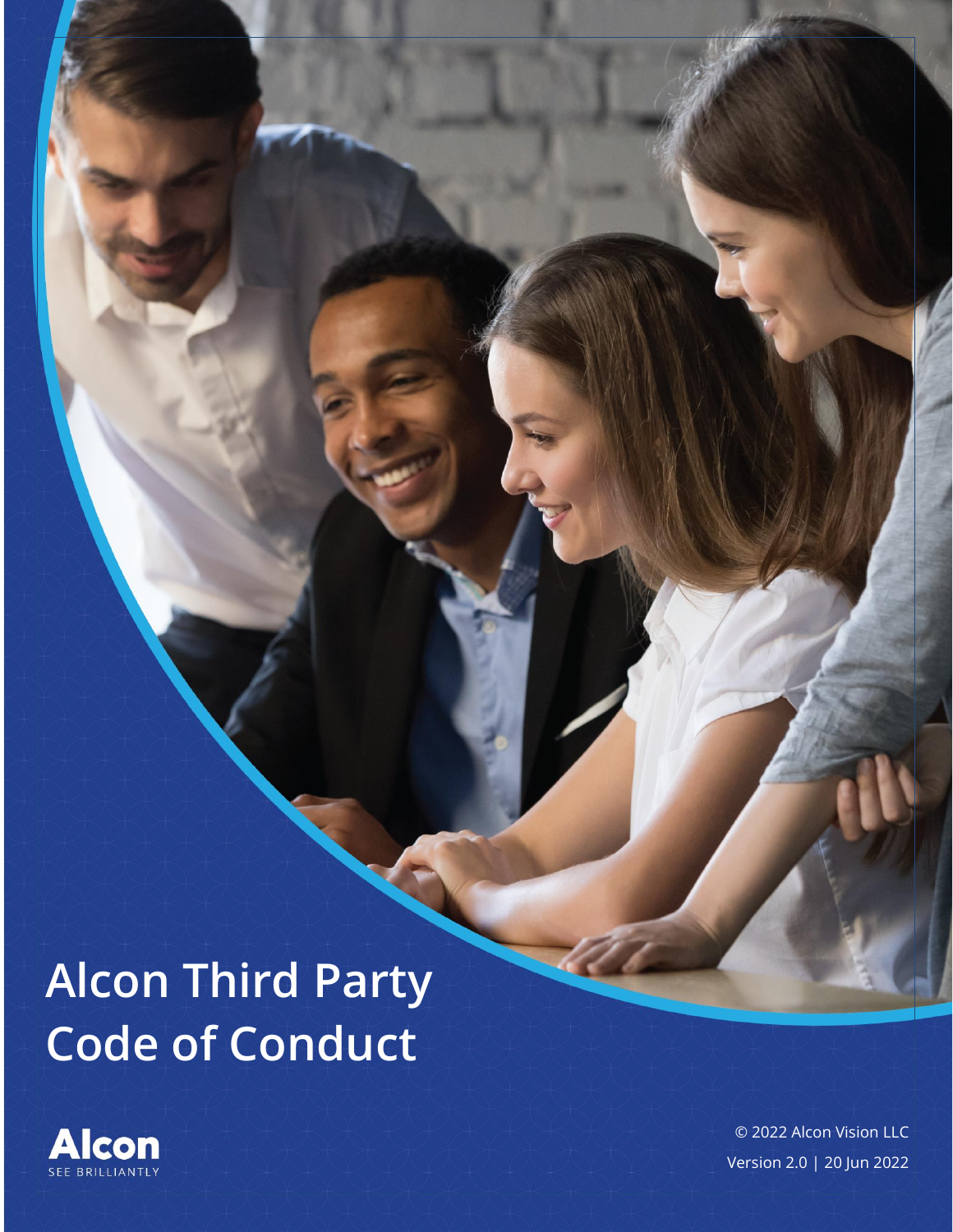# Alcon Third Party Code of Conduct

Alcon

SEE BRILLIANTLY

© 2022 Alcon Vision LLC

Version 2.0 | 20 Jun 2022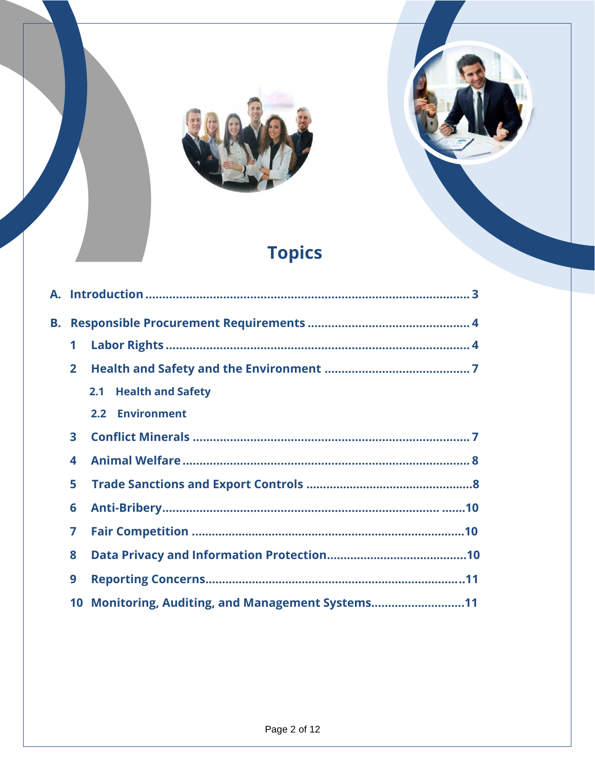# Topics

**A. Introduction** .......................................................................................... 3

**B. Responsible Procurement Requirements** ............................................ 4

- **1 Labor Rights** ........................................................................................ 4
- **2 Health and Safety and the Environment** ............................................ 7
  - **2.1 Health and Safety**
  - **2.2 Environment**
- **3 Conflict Minerals** .................................................................................. 7
- **4 Animal Welfare** ..................................................................................... 8
- **5 Trade Sanctions and Export Controls** .................................................8
- **6 Anti-Bribery**................................................................................. .......10
- **7 Fair Competition** .................................................................................10
- **8 Data Privacy and Information Protection**..........................................10
- **9 Reporting Concerns**............................................................................11
- **10 Monitoring, Auditing, and Management Systems**............................11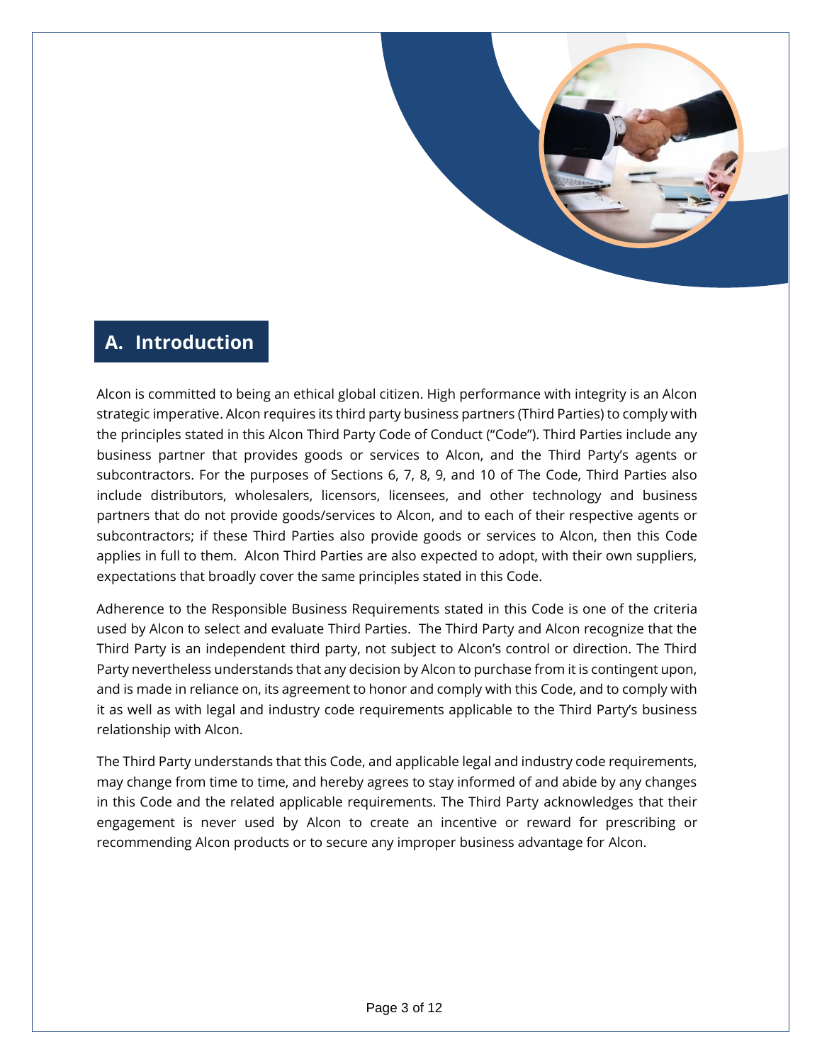## A. Introduction

Alcon is committed to being an ethical global citizen. High performance with integrity is an Alcon strategic imperative. Alcon requires its third party business partners (Third Parties) to comply with the principles stated in this Alcon Third Party Code of Conduct ("Code"). Third Parties include any business partner that provides goods or services to Alcon, and the Third Party's agents or subcontractors. For the purposes of Sections 6, 7, 8, 9, and 10 of The Code, Third Parties also include distributors, wholesalers, licensors, licensees, and other technology and business partners that do not provide goods/services to Alcon, and to each of their respective agents or subcontractors; if these Third Parties also provide goods or services to Alcon, then this Code applies in full to them. Alcon Third Parties are also expected to adopt, with their own suppliers, expectations that broadly cover the same principles stated in this Code.

Adherence to the Responsible Business Requirements stated in this Code is one of the criteria used by Alcon to select and evaluate Third Parties. The Third Party and Alcon recognize that the Third Party is an independent third party, not subject to Alcon's control or direction. The Third Party nevertheless understands that any decision by Alcon to purchase from it is contingent upon, and is made in reliance on, its agreement to honor and comply with this Code, and to comply with it as well as with legal and industry code requirements applicable to the Third Party's business relationship with Alcon.

The Third Party understands that this Code, and applicable legal and industry code requirements, may change from time to time, and hereby agrees to stay informed of and abide by any changes in this Code and the related applicable requirements. The Third Party acknowledges that their engagement is never used by Alcon to create an incentive or reward for prescribing or recommending Alcon products or to secure any improper business advantage for Alcon.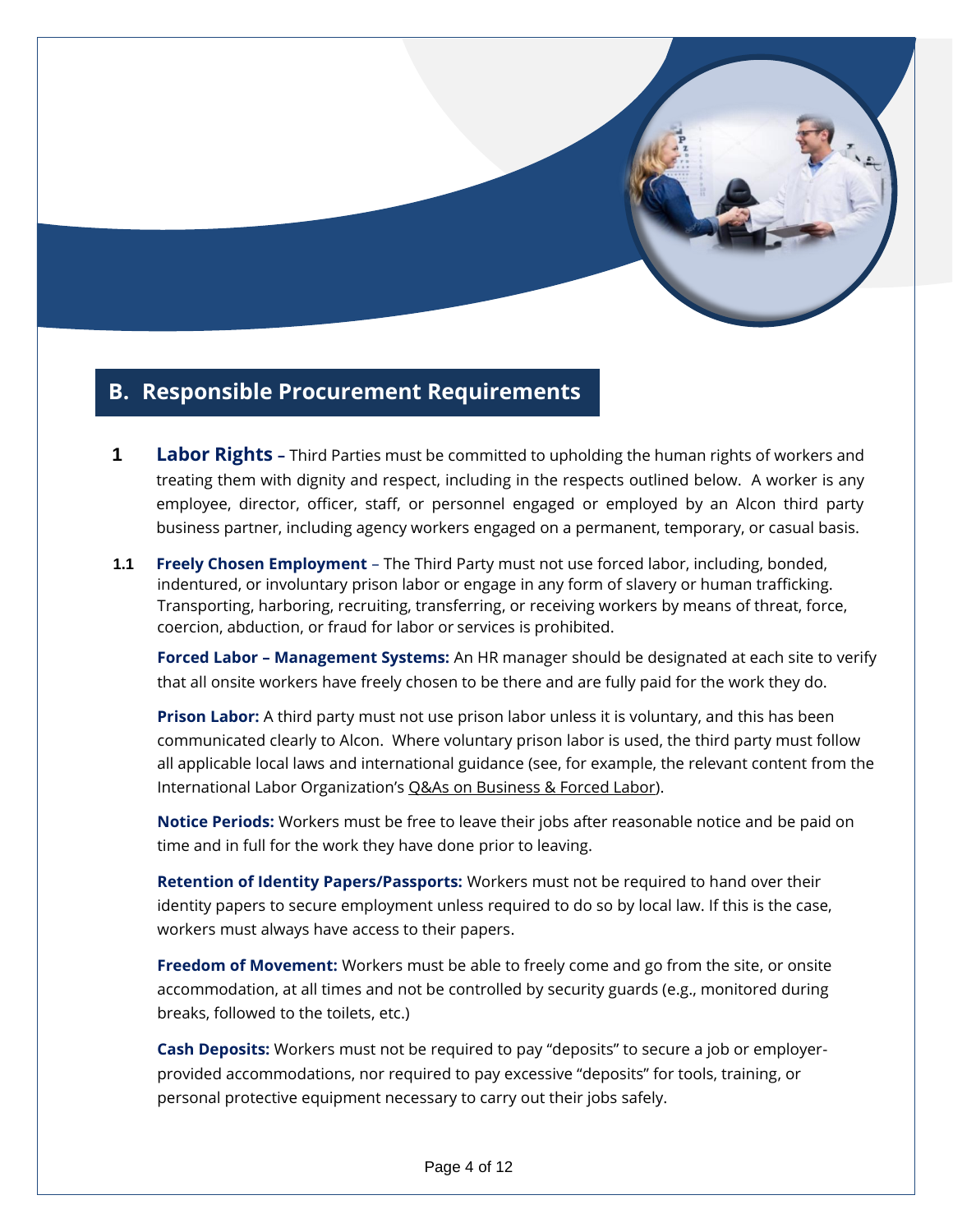## B. Responsible Procurement Requirements

**1 Labor Rights –** Third Parties must be committed to upholding the human rights of workers and treating them with dignity and respect, including in the respects outlined below. A worker is any employee, director, officer, staff, or personnel engaged or employed by an Alcon third party business partner, including agency workers engaged on a permanent, temporary, or casual basis.

**1.1 Freely Chosen Employment** – The Third Party must not use forced labor, including, bonded, indentured, or involuntary prison labor or engage in any form of slavery or human trafficking. Transporting, harboring, recruiting, transferring, or receiving workers by means of threat, force, coercion, abduction, or fraud for labor or services is prohibited.

**Forced Labor – Management Systems:** An HR manager should be designated at each site to verify that all onsite workers have freely chosen to be there and are fully paid for the work they do.

**Prison Labor:** A third party must not use prison labor unless it is voluntary, and this has been communicated clearly to Alcon. Where voluntary prison labor is used, the third party must follow all applicable local laws and international guidance (see, for example, the relevant content from the International Labor Organization's Q&As on Business & Forced Labor).

**Notice Periods:** Workers must be free to leave their jobs after reasonable notice and be paid on time and in full for the work they have done prior to leaving.

**Retention of Identity Papers/Passports:** Workers must not be required to hand over their identity papers to secure employment unless required to do so by local law. If this is the case, workers must always have access to their papers.

**Freedom of Movement:** Workers must be able to freely come and go from the site, or onsite accommodation, at all times and not be controlled by security guards (e.g., monitored during breaks, followed to the toilets, etc.)

**Cash Deposits:** Workers must not be required to pay "deposits" to secure a job or employer-provided accommodations, nor required to pay excessive "deposits" for tools, training, or personal protective equipment necessary to carry out their jobs safely.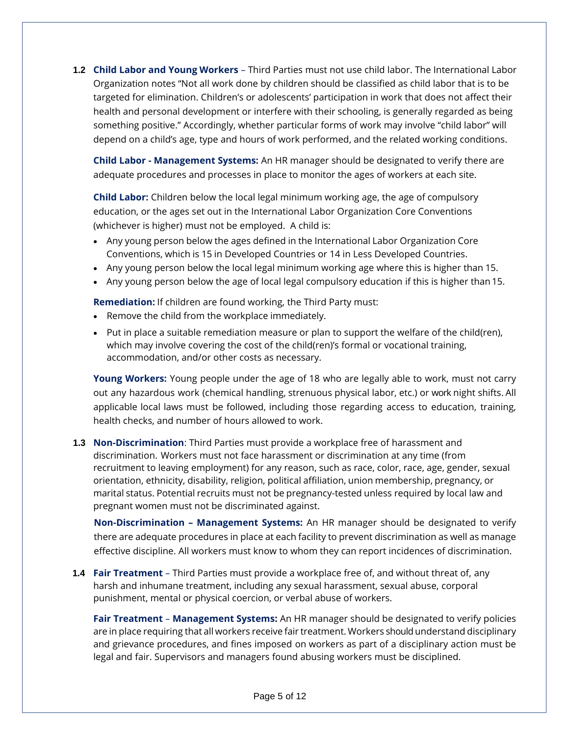**1.2 Child Labor and Young Workers** – Third Parties must not use child labor. The International Labor Organization notes "Not all work done by children should be classified as child labor that is to be targeted for elimination. Children's or adolescents' participation in work that does not affect their health and personal development or interfere with their schooling, is generally regarded as being something positive." Accordingly, whether particular forms of work may involve "child labor" will depend on a child's age, type and hours of work performed, and the related working conditions.

**Child Labor - Management Systems:** An HR manager should be designated to verify there are adequate procedures and processes in place to monitor the ages of workers at each site.

**Child Labor:** Children below the local legal minimum working age, the age of compulsory education, or the ages set out in the International Labor Organization Core Conventions (whichever is higher) must not be employed. A child is:

- Any young person below the ages defined in the International Labor Organization Core Conventions, which is 15 in Developed Countries or 14 in Less Developed Countries.
- Any young person below the local legal minimum working age where this is higher than 15.
- Any young person below the age of local legal compulsory education if this is higher than 15.

**Remediation:** If children are found working, the Third Party must:

- Remove the child from the workplace immediately.
- Put in place a suitable remediation measure or plan to support the welfare of the child(ren), which may involve covering the cost of the child(ren)'s formal or vocational training, accommodation, and/or other costs as necessary.

**Young Workers:** Young people under the age of 18 who are legally able to work, must not carry out any hazardous work (chemical handling, strenuous physical labor, etc.) or work night shifts. All applicable local laws must be followed, including those regarding access to education, training, health checks, and number of hours allowed to work.

**1.3 Non-Discrimination**: Third Parties must provide a workplace free of harassment and discrimination. Workers must not face harassment or discrimination at any time (from recruitment to leaving employment) for any reason, such as race, color, race, age, gender, sexual orientation, ethnicity, disability, religion, political affiliation, union membership, pregnancy, or marital status. Potential recruits must not be pregnancy-tested unless required by local law and pregnant women must not be discriminated against.

**Non-Discrimination – Management Systems:** An HR manager should be designated to verify there are adequate procedures in place at each facility to prevent discrimination as well as manage effective discipline. All workers must know to whom they can report incidences of discrimination.

**1.4 Fair Treatment** – Third Parties must provide a workplace free of, and without threat of, any harsh and inhumane treatment, including any sexual harassment, sexual abuse, corporal punishment, mental or physical coercion, or verbal abuse of workers.

**Fair Treatment – Management Systems:** An HR manager should be designated to verify policies are in place requiring that all workers receive fair treatment. Workers should understand disciplinary and grievance procedures, and fines imposed on workers as part of a disciplinary action must be legal and fair. Supervisors and managers found abusing workers must be disciplined.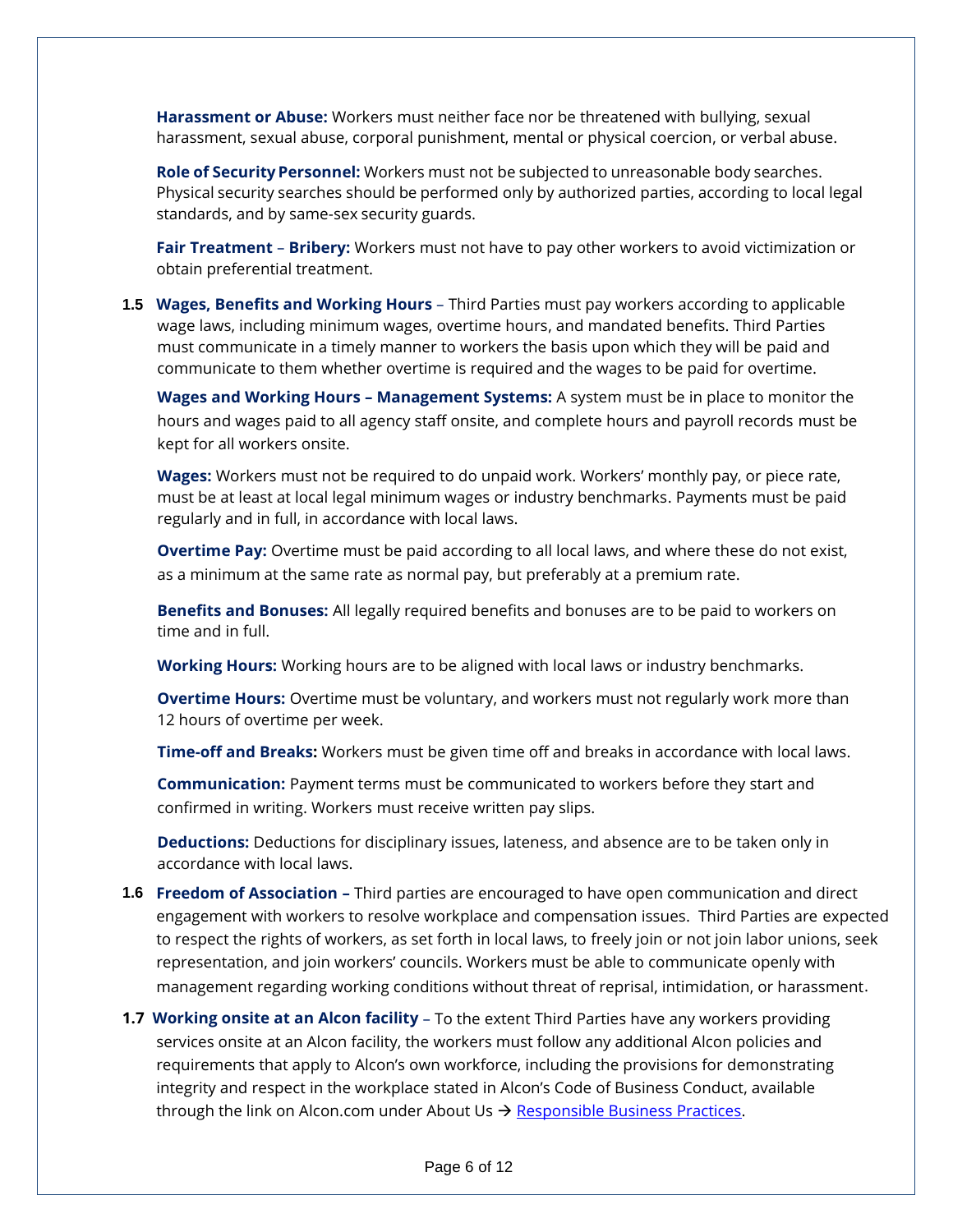**Harassment or Abuse:** Workers must neither face nor be threatened with bullying, sexual harassment, sexual abuse, corporal punishment, mental or physical coercion, or verbal abuse.

**Role of Security Personnel:** Workers must not be subjected to unreasonable body searches. Physical security searches should be performed only by authorized parties, according to local legal standards, and by same-sex security guards.

**Fair Treatment – Bribery:** Workers must not have to pay other workers to avoid victimization or obtain preferential treatment.

**1.5 Wages, Benefits and Working Hours** – Third Parties must pay workers according to applicable wage laws, including minimum wages, overtime hours, and mandated benefits. Third Parties must communicate in a timely manner to workers the basis upon which they will be paid and communicate to them whether overtime is required and the wages to be paid for overtime.

**Wages and Working Hours – Management Systems:** A system must be in place to monitor the hours and wages paid to all agency staff onsite, and complete hours and payroll records must be kept for all workers onsite.

**Wages:** Workers must not be required to do unpaid work. Workers' monthly pay, or piece rate, must be at least at local legal minimum wages or industry benchmarks. Payments must be paid regularly and in full, in accordance with local laws.

**Overtime Pay:** Overtime must be paid according to all local laws, and where these do not exist, as a minimum at the same rate as normal pay, but preferably at a premium rate.

**Benefits and Bonuses:** All legally required benefits and bonuses are to be paid to workers on time and in full.

**Working Hours:** Working hours are to be aligned with local laws or industry benchmarks.

**Overtime Hours:** Overtime must be voluntary, and workers must not regularly work more than 12 hours of overtime per week.

**Time-off and Breaks:** Workers must be given time off and breaks in accordance with local laws.

**Communication:** Payment terms must be communicated to workers before they start and confirmed in writing. Workers must receive written pay slips.

**Deductions:** Deductions for disciplinary issues, lateness, and absence are to be taken only in accordance with local laws.

**1.6 Freedom of Association –** Third parties are encouraged to have open communication and direct engagement with workers to resolve workplace and compensation issues. Third Parties are expected to respect the rights of workers, as set forth in local laws, to freely join or not join labor unions, seek representation, and join workers' councils. Workers must be able to communicate openly with management regarding working conditions without threat of reprisal, intimidation, or harassment.

**1.7 Working onsite at an Alcon facility** – To the extent Third Parties have any workers providing services onsite at an Alcon facility, the workers must follow any additional Alcon policies and requirements that apply to Alcon's own workforce, including the provisions for demonstrating integrity and respect in the workplace stated in Alcon's Code of Business Conduct, available through the link on Alcon.com under About Us → Responsible Business Practices.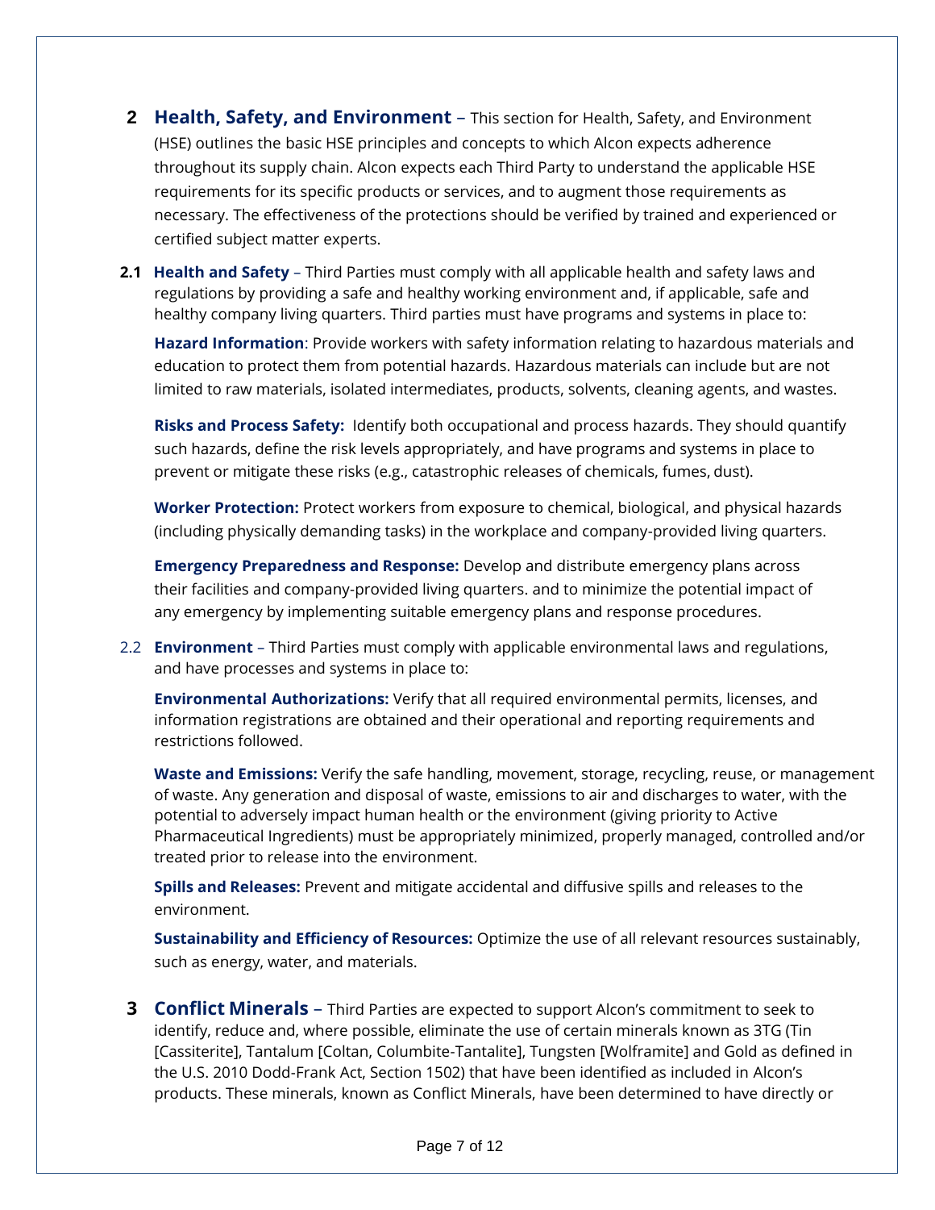## 2 Health, Safety, and Environment

– This section for Health, Safety, and Environment (HSE) outlines the basic HSE principles and concepts to which Alcon expects adherence throughout its supply chain. Alcon expects each Third Party to understand the applicable HSE requirements for its specific products or services, and to augment those requirements as necessary. The effectiveness of the protections should be verified by trained and experienced or certified subject matter experts.

### 2.1 Health and Safety

– Third Parties must comply with all applicable health and safety laws and regulations by providing a safe and healthy working environment and, if applicable, safe and healthy company living quarters. Third parties must have programs and systems in place to:

**Hazard Information**: Provide workers with safety information relating to hazardous materials and education to protect them from potential hazards. Hazardous materials can include but are not limited to raw materials, isolated intermediates, products, solvents, cleaning agents, and wastes.

**Risks and Process Safety:** Identify both occupational and process hazards. They should quantify such hazards, define the risk levels appropriately, and have programs and systems in place to prevent or mitigate these risks (e.g., catastrophic releases of chemicals, fumes, dust).

**Worker Protection:** Protect workers from exposure to chemical, biological, and physical hazards (including physically demanding tasks) in the workplace and company-provided living quarters.

**Emergency Preparedness and Response:** Develop and distribute emergency plans across their facilities and company-provided living quarters. and to minimize the potential impact of any emergency by implementing suitable emergency plans and response procedures.

### 2.2 Environment

– Third Parties must comply with applicable environmental laws and regulations, and have processes and systems in place to:

**Environmental Authorizations:** Verify that all required environmental permits, licenses, and information registrations are obtained and their operational and reporting requirements and restrictions followed.

**Waste and Emissions:** Verify the safe handling, movement, storage, recycling, reuse, or management of waste. Any generation and disposal of waste, emissions to air and discharges to water, with the potential to adversely impact human health or the environment (giving priority to Active Pharmaceutical Ingredients) must be appropriately minimized, properly managed, controlled and/or treated prior to release into the environment.

**Spills and Releases:** Prevent and mitigate accidental and diffusive spills and releases to the environment.

**Sustainability and Efficiency of Resources:** Optimize the use of all relevant resources sustainably, such as energy, water, and materials.

## 3 Conflict Minerals

– Third Parties are expected to support Alcon's commitment to seek to identify, reduce and, where possible, eliminate the use of certain minerals known as 3TG (Tin [Cassiterite], Tantalum [Coltan, Columbite-Tantalite], Tungsten [Wolframite] and Gold as defined in the U.S. 2010 Dodd-Frank Act, Section 1502) that have been identified as included in Alcon's products. These minerals, known as Conflict Minerals, have been determined to have directly or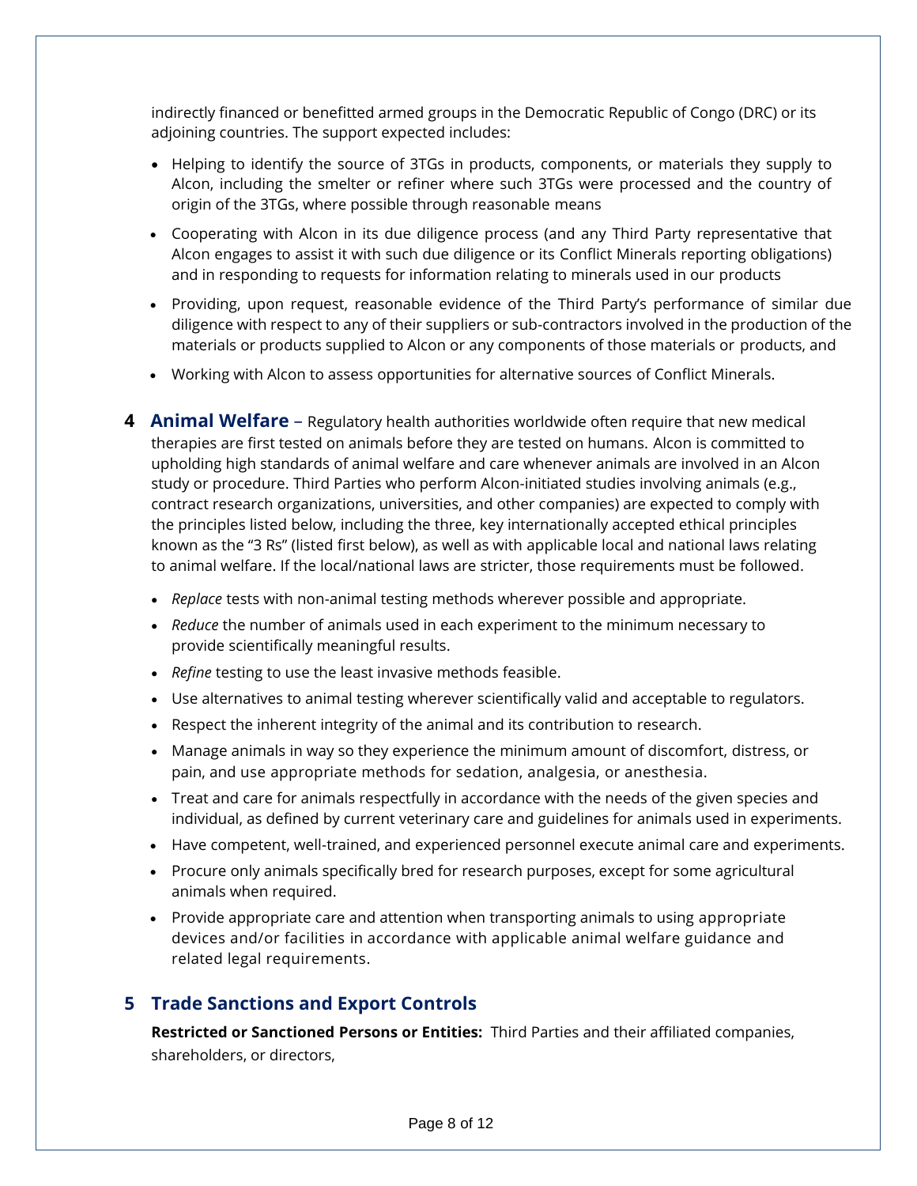indirectly financed or benefitted armed groups in the Democratic Republic of Congo (DRC) or its adjoining countries. The support expected includes:

- Helping to identify the source of 3TGs in products, components, or materials they supply to Alcon, including the smelter or refiner where such 3TGs were processed and the country of origin of the 3TGs, where possible through reasonable means
- Cooperating with Alcon in its due diligence process (and any Third Party representative that Alcon engages to assist it with such due diligence or its Conflict Minerals reporting obligations) and in responding to requests for information relating to minerals used in our products
- Providing, upon request, reasonable evidence of the Third Party's performance of similar due diligence with respect to any of their suppliers or sub-contractors involved in the production of the materials or products supplied to Alcon or any components of those materials or products, and
- Working with Alcon to assess opportunities for alternative sources of Conflict Minerals.

## 4 Animal Welfare

**Animal Welfare** – Regulatory health authorities worldwide often require that new medical therapies are first tested on animals before they are tested on humans. Alcon is committed to upholding high standards of animal welfare and care whenever animals are involved in an Alcon study or procedure. Third Parties who perform Alcon-initiated studies involving animals (e.g., contract research organizations, universities, and other companies) are expected to comply with the principles listed below, including the three, key internationally accepted ethical principles known as the "3 Rs" (listed first below), as well as with applicable local and national laws relating to animal welfare. If the local/national laws are stricter, those requirements must be followed.

- *Replace* tests with non-animal testing methods wherever possible and appropriate.
- *Reduce* the number of animals used in each experiment to the minimum necessary to provide scientifically meaningful results.
- *Refine* testing to use the least invasive methods feasible.
- Use alternatives to animal testing wherever scientifically valid and acceptable to regulators.
- Respect the inherent integrity of the animal and its contribution to research.
- Manage animals in way so they experience the minimum amount of discomfort, distress, or pain, and use appropriate methods for sedation, analgesia, or anesthesia.
- Treat and care for animals respectfully in accordance with the needs of the given species and individual, as defined by current veterinary care and guidelines for animals used in experiments.
- Have competent, well-trained, and experienced personnel execute animal care and experiments.
- Procure only animals specifically bred for research purposes, except for some agricultural animals when required.
- Provide appropriate care and attention when transporting animals to using appropriate devices and/or facilities in accordance with applicable animal welfare guidance and related legal requirements.

## 5 Trade Sanctions and Export Controls

**Restricted or Sanctioned Persons or Entities:** Third Parties and their affiliated companies, shareholders, or directors,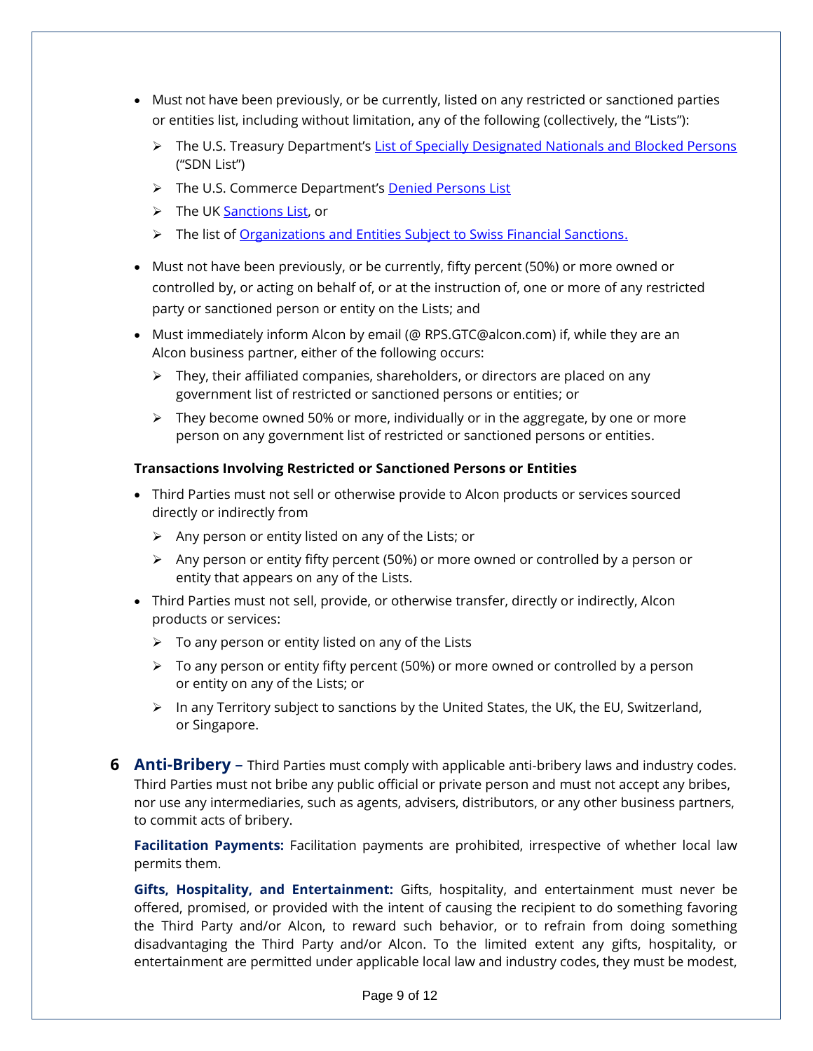- Must not have been previously, or be currently, listed on any restricted or sanctioned parties or entities list, including without limitation, any of the following (collectively, the "Lists"):
  - The U.S. Treasury Department's List of Specially Designated Nationals and Blocked Persons ("SDN List")
  - The U.S. Commerce Department's Denied Persons List
  - The UK Sanctions List, or
  - The list of Organizations and Entities Subject to Swiss Financial Sanctions.
- Must not have been previously, or be currently, fifty percent (50%) or more owned or controlled by, or acting on behalf of, or at the instruction of, one or more of any restricted party or sanctioned person or entity on the Lists; and
- Must immediately inform Alcon by email (@ RPS.GTC@alcon.com) if, while they are an Alcon business partner, either of the following occurs:
  - They, their affiliated companies, shareholders, or directors are placed on any government list of restricted or sanctioned persons or entities; or
  - They become owned 50% or more, individually or in the aggregate, by one or more person on any government list of restricted or sanctioned persons or entities.

**Transactions Involving Restricted or Sanctioned Persons or Entities**

- Third Parties must not sell or otherwise provide to Alcon products or services sourced directly or indirectly from
  - Any person or entity listed on any of the Lists; or
  - Any person or entity fifty percent (50%) or more owned or controlled by a person or entity that appears on any of the Lists.
- Third Parties must not sell, provide, or otherwise transfer, directly or indirectly, Alcon products or services:
  - To any person or entity listed on any of the Lists
  - To any person or entity fifty percent (50%) or more owned or controlled by a person or entity on any of the Lists; or
  - In any Territory subject to sanctions by the United States, the UK, the EU, Switzerland, or Singapore.

## 6 Anti-Bribery

**Anti-Bribery** – Third Parties must comply with applicable anti-bribery laws and industry codes. Third Parties must not bribe any public official or private person and must not accept any bribes, nor use any intermediaries, such as agents, advisers, distributors, or any other business partners, to commit acts of bribery.

**Facilitation Payments:** Facilitation payments are prohibited, irrespective of whether local law permits them.

**Gifts, Hospitality, and Entertainment:** Gifts, hospitality, and entertainment must never be offered, promised, or provided with the intent of causing the recipient to do something favoring the Third Party and/or Alcon, to reward such behavior, or to refrain from doing something disadvantaging the Third Party and/or Alcon. To the limited extent any gifts, hospitality, or entertainment are permitted under applicable local law and industry codes, they must be modest,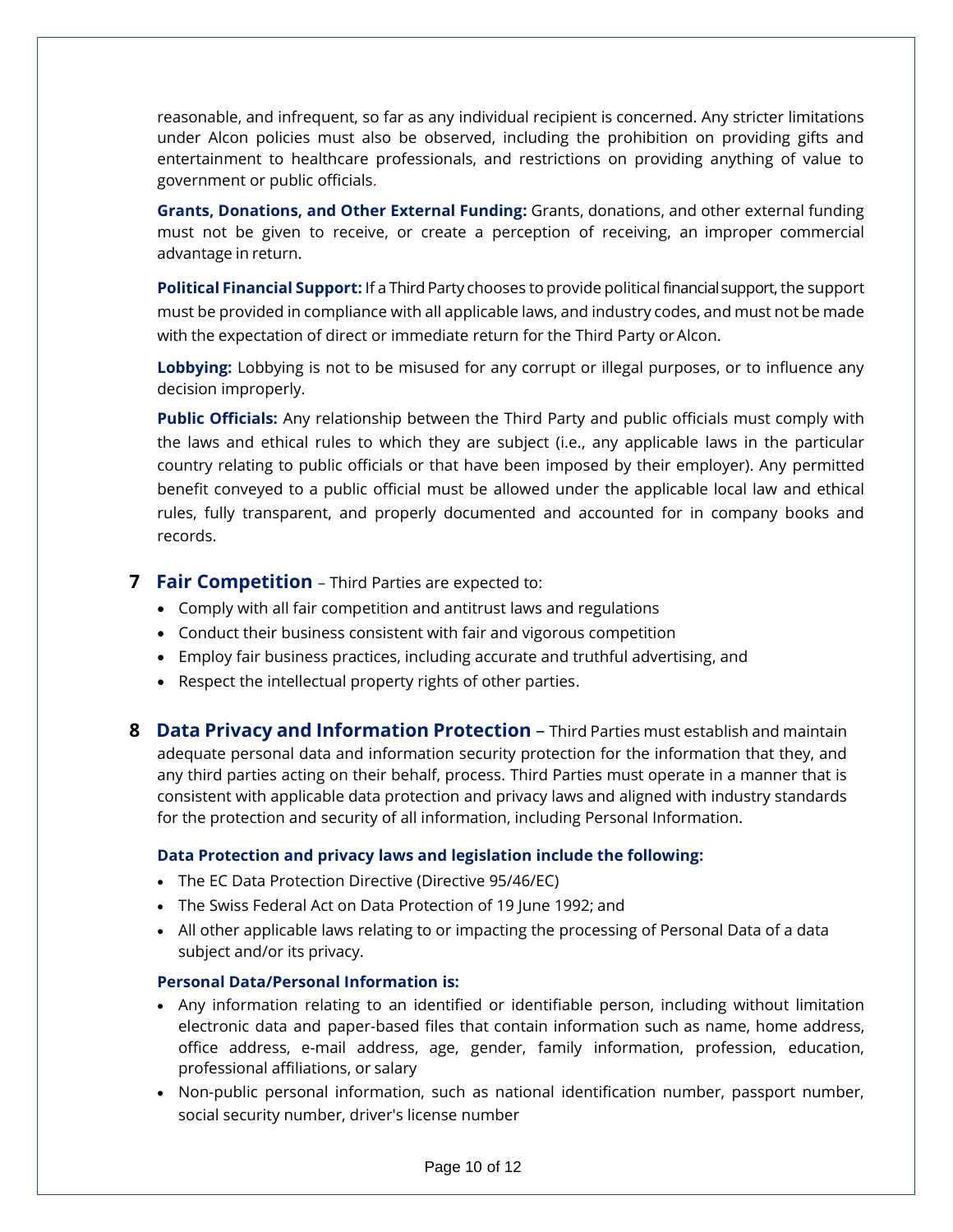reasonable, and infrequent, so far as any individual recipient is concerned. Any stricter limitations under Alcon policies must also be observed, including the prohibition on providing gifts and entertainment to healthcare professionals, and restrictions on providing anything of value to government or public officials.

**Grants, Donations, and Other External Funding:** Grants, donations, and other external funding must not be given to receive, or create a perception of receiving, an improper commercial advantage in return.

**Political Financial Support:** If a Third Party chooses to provide political financial support, the support must be provided in compliance with all applicable laws, and industry codes, and must not be made with the expectation of direct or immediate return for the Third Party or Alcon.

**Lobbying:** Lobbying is not to be misused for any corrupt or illegal purposes, or to influence any decision improperly.

**Public Officials:** Any relationship between the Third Party and public officials must comply with the laws and ethical rules to which they are subject (i.e., any applicable laws in the particular country relating to public officials or that have been imposed by their employer). Any permitted benefit conveyed to a public official must be allowed under the applicable local law and ethical rules, fully transparent, and properly documented and accounted for in company books and records.

## 7 Fair Competition – Third Parties are expected to:

- Comply with all fair competition and antitrust laws and regulations
- Conduct their business consistent with fair and vigorous competition
- Employ fair business practices, including accurate and truthful advertising, and
- Respect the intellectual property rights of other parties.

## 8 Data Privacy and Information Protection – Third Parties must establish and maintain adequate personal data and information security protection for the information that they, and any third parties acting on their behalf, process. Third Parties must operate in a manner that is consistent with applicable data protection and privacy laws and aligned with industry standards for the protection and security of all information, including Personal Information.

**Data Protection and privacy laws and legislation include the following:**

- The EC Data Protection Directive (Directive 95/46/EC)
- The Swiss Federal Act on Data Protection of 19 June 1992; and
- All other applicable laws relating to or impacting the processing of Personal Data of a data subject and/or its privacy.

**Personal Data/Personal Information is:**

- Any information relating to an identified or identifiable person, including without limitation electronic data and paper-based files that contain information such as name, home address, office address, e-mail address, age, gender, family information, profession, education, professional affiliations, or salary
- Non-public personal information, such as national identification number, passport number, social security number, driver's license number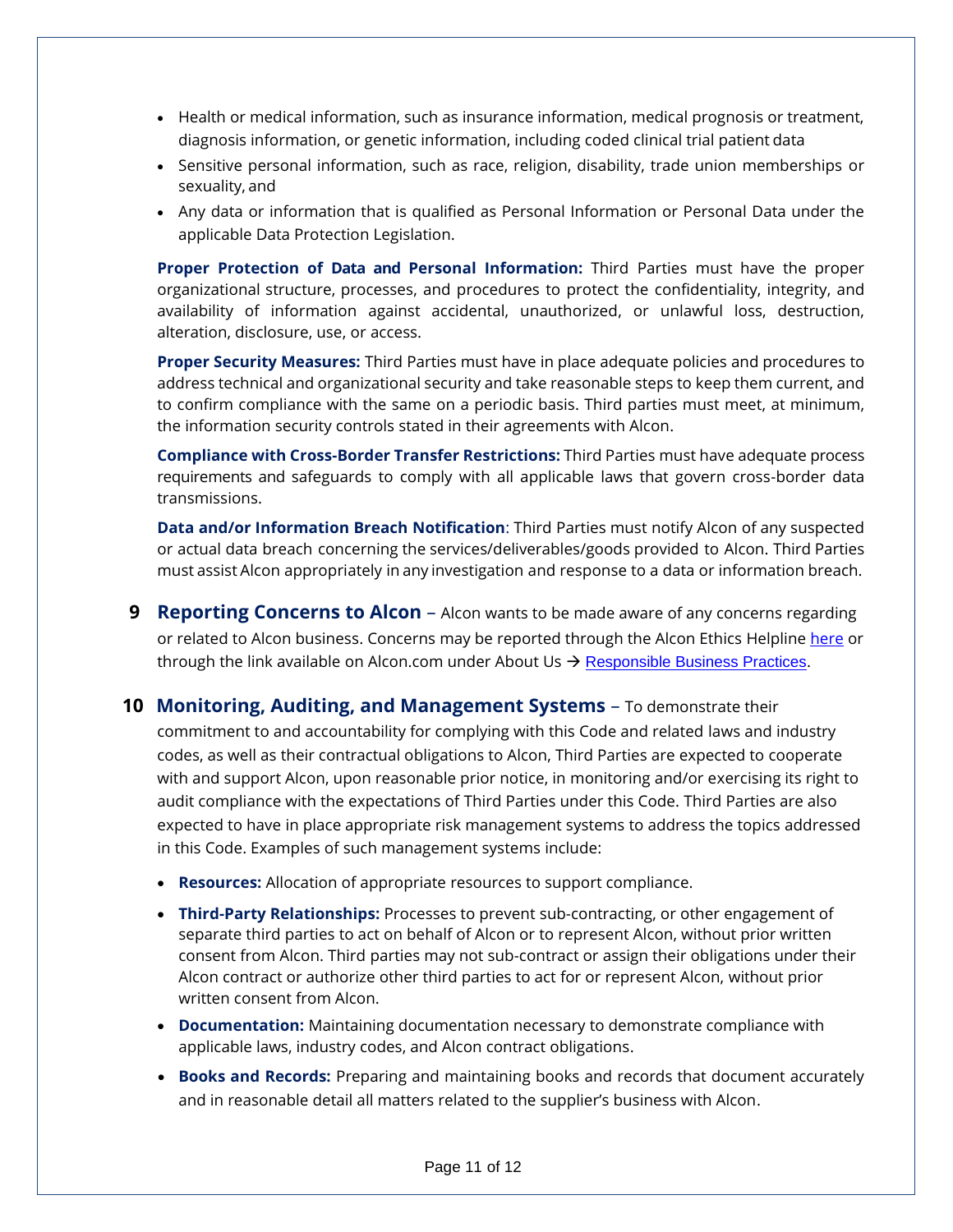- Health or medical information, such as insurance information, medical prognosis or treatment, diagnosis information, or genetic information, including coded clinical trial patient data
- Sensitive personal information, such as race, religion, disability, trade union memberships or sexuality, and
- Any data or information that is qualified as Personal Information or Personal Data under the applicable Data Protection Legislation.

**Proper Protection of Data and Personal Information:** Third Parties must have the proper organizational structure, processes, and procedures to protect the confidentiality, integrity, and availability of information against accidental, unauthorized, or unlawful loss, destruction, alteration, disclosure, use, or access.

**Proper Security Measures:** Third Parties must have in place adequate policies and procedures to address technical and organizational security and take reasonable steps to keep them current, and to confirm compliance with the same on a periodic basis. Third parties must meet, at minimum, the information security controls stated in their agreements with Alcon.

**Compliance with Cross-Border Transfer Restrictions:** Third Parties must have adequate process requirements and safeguards to comply with all applicable laws that govern cross-border data transmissions.

**Data and/or Information Breach Notification**: Third Parties must notify Alcon of any suspected or actual data breach concerning the services/deliverables/goods provided to Alcon. Third Parties must assist Alcon appropriately in any investigation and response to a data or information breach.

## 9 Reporting Concerns to Alcon

– Alcon wants to be made aware of any concerns regarding or related to Alcon business. Concerns may be reported through the Alcon Ethics Helpline here or through the link available on Alcon.com under About Us → Responsible Business Practices.

## 10 Monitoring, Auditing, and Management Systems

– To demonstrate their commitment to and accountability for complying with this Code and related laws and industry codes, as well as their contractual obligations to Alcon, Third Parties are expected to cooperate with and support Alcon, upon reasonable prior notice, in monitoring and/or exercising its right to audit compliance with the expectations of Third Parties under this Code. Third Parties are also expected to have in place appropriate risk management systems to address the topics addressed in this Code. Examples of such management systems include:

- **Resources:** Allocation of appropriate resources to support compliance.
- **Third-Party Relationships:** Processes to prevent sub-contracting, or other engagement of separate third parties to act on behalf of Alcon or to represent Alcon, without prior written consent from Alcon. Third parties may not sub-contract or assign their obligations under their Alcon contract or authorize other third parties to act for or represent Alcon, without prior written consent from Alcon.
- **Documentation:** Maintaining documentation necessary to demonstrate compliance with applicable laws, industry codes, and Alcon contract obligations.
- **Books and Records:** Preparing and maintaining books and records that document accurately and in reasonable detail all matters related to the supplier's business with Alcon.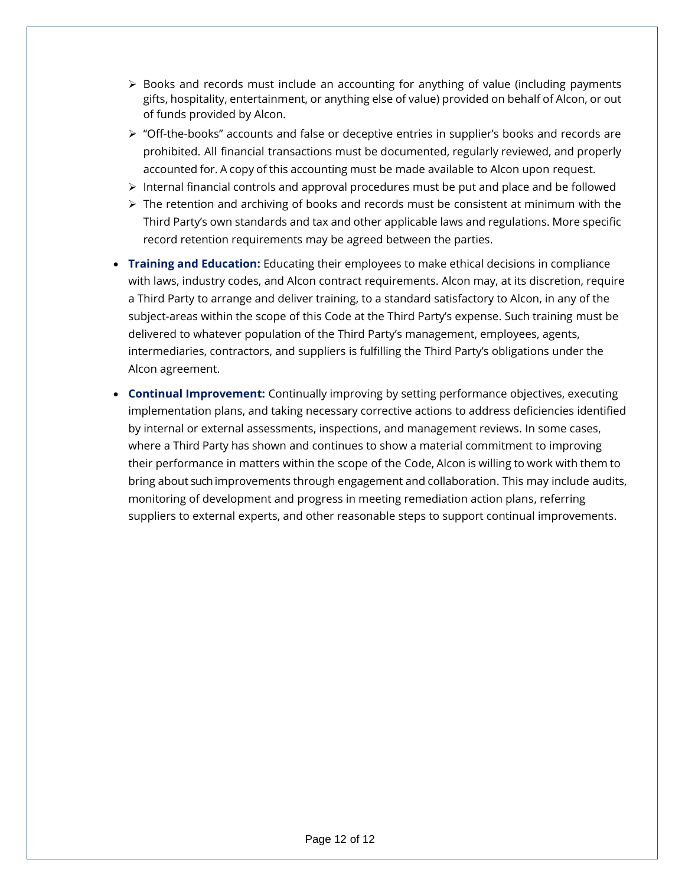- Books and records must include an accounting for anything of value (including payments gifts, hospitality, entertainment, or anything else of value) provided on behalf of Alcon, or out of funds provided by Alcon.
   - "Off-the-books" accounts and false or deceptive entries in supplier's books and records are prohibited. All financial transactions must be documented, regularly reviewed, and properly accounted for. A copy of this accounting must be made available to Alcon upon request.
   - Internal financial controls and approval procedures must be put and place and be followed
   - The retention and archiving of books and records must be consistent at minimum with the Third Party's own standards and tax and other applicable laws and regulations. More specific record retention requirements may be agreed between the parties.

- **Training and Education:** Educating their employees to make ethical decisions in compliance with laws, industry codes, and Alcon contract requirements. Alcon may, at its discretion, require a Third Party to arrange and deliver training, to a standard satisfactory to Alcon, in any of the subject-areas within the scope of this Code at the Third Party's expense. Such training must be delivered to whatever population of the Third Party's management, employees, agents, intermediaries, contractors, and suppliers is fulfilling the Third Party's obligations under the Alcon agreement.
- **Continual Improvement:** Continually improving by setting performance objectives, executing implementation plans, and taking necessary corrective actions to address deficiencies identified by internal or external assessments, inspections, and management reviews. In some cases, where a Third Party has shown and continues to show a material commitment to improving their performance in matters within the scope of the Code, Alcon is willing to work with them to bring about such improvements through engagement and collaboration. This may include audits, monitoring of development and progress in meeting remediation action plans, referring suppliers to external experts, and other reasonable steps to support continual improvements.